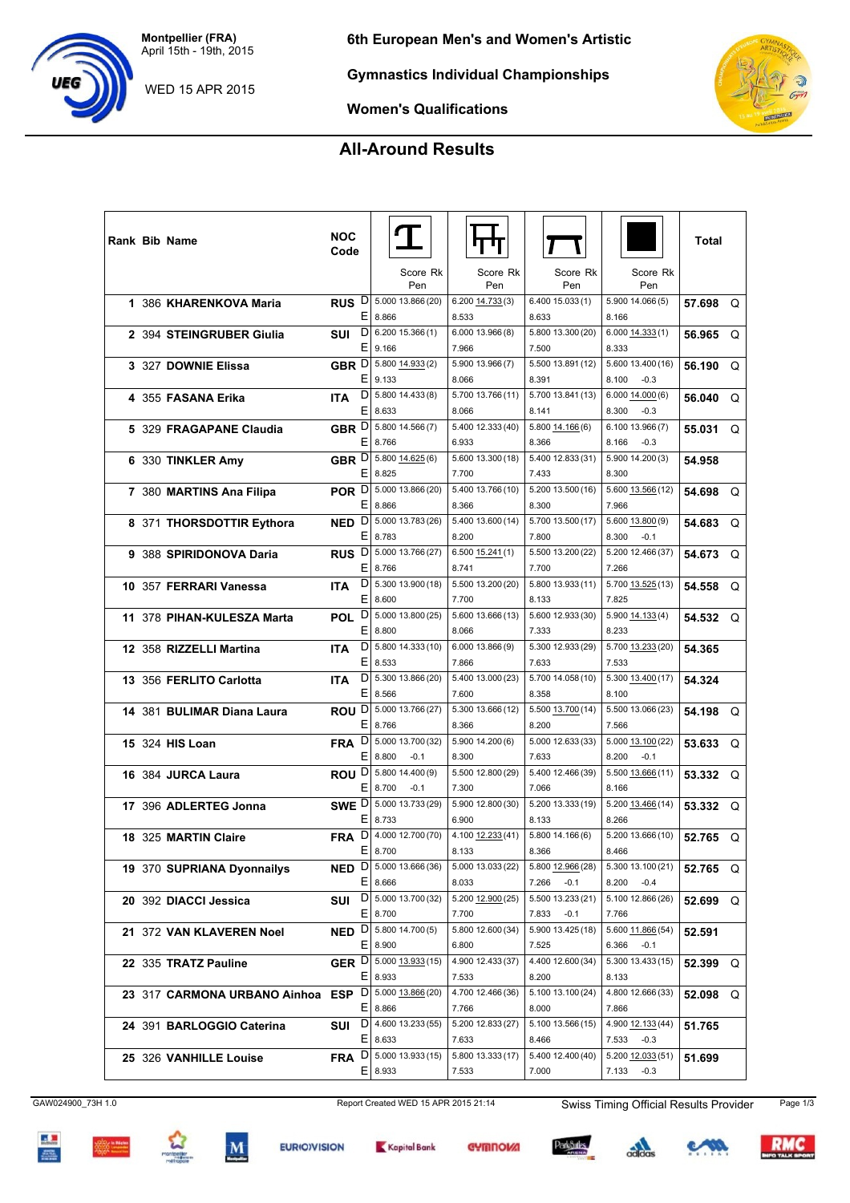Montpellier (FRA)
April 15th - 19th, 2015

WED 15 APR 2015

# 6th European Men's and Women's Artistic Gymnastics Individual Championships

## Women's Qualifications

## All-Around Results

| Rank | Bib | Name | NOC Code | | Vault Score (Rk) | Uneven Bars Score (Rk) | Beam Score (Rk) | Floor Score (Rk) | Total | |
|---|---|---|---|---|---|---|---|---|---|---|
| 1 | 386 | KHARENKOVA Maria | RUS | D | 5.000 13.866 (20) | 6.200 14.733 (3) | 6.400 15.033 (1) | 5.900 14.066 (5) | 57.698 | Q |
| | | | | E | 8.866 | 8.533 | 8.633 | 8.166 | | |
| 2 | 394 | STEINGRUBER Giulia | SUI | D | 6.200 15.366 (1) | 6.000 13.966 (8) | 5.800 13.300 (20) | 6.000 14.333 (1) | 56.965 | Q |
| | | | | E | 9.166 | 7.966 | 7.500 | 8.333 | | |
| 3 | 327 | DOWNIE Elissa | GBR | D | 5.800 14.933 (2) | 5.900 13.966 (7) | 5.500 13.891 (12) | 5.600 13.400 (16) | 56.190 | Q |
| | | | | E | 9.133 | 8.066 | 8.391 | 8.100 -0.3 | | |
| 4 | 355 | FASANA Erika | ITA | D | 5.800 14.433 (8) | 5.700 13.766 (11) | 5.700 13.841 (13) | 6.000 14.000 (6) | 56.040 | Q |
| | | | | E | 8.633 | 8.066 | 8.141 | 8.300 -0.3 | | |
| 5 | 329 | FRAGAPANE Claudia | GBR | D | 5.800 14.566 (7) | 5.400 12.333 (40) | 5.800 14.166 (6) | 6.100 13.966 (7) | 55.031 | Q |
| | | | | E | 8.766 | 6.933 | 8.366 | 8.166 -0.3 | | |
| 6 | 330 | TINKLER Amy | GBR | D | 5.800 14.625 (6) | 5.600 13.300 (18) | 5.400 12.833 (31) | 5.900 14.200 (3) | 54.958 | |
| | | | | E | 8.825 | 7.700 | 7.433 | 8.300 | | |
| 7 | 380 | MARTINS Ana Filipa | POR | D | 5.000 13.866 (20) | 5.400 13.766 (10) | 5.200 13.500 (16) | 5.600 13.566 (12) | 54.698 | Q |
| | | | | E | 8.866 | 8.366 | 8.300 | 7.966 | | |
| 8 | 371 | THORSDOTTIR Eythora | NED | D | 5.000 13.783 (26) | 5.400 13.600 (14) | 5.700 13.500 (17) | 5.600 13.800 (9) | 54.683 | Q |
| | | | | E | 8.783 | 8.200 | 7.800 | 8.300 -0.1 | | |
| 9 | 388 | SPIRIDONOVA Daria | RUS | D | 5.000 13.766 (27) | 6.500 15.241 (1) | 5.500 13.200 (22) | 5.200 12.466 (37) | 54.673 | Q |
| | | | | E | 8.766 | 8.741 | 7.700 | 7.266 | | |
| 10 | 357 | FERRARI Vanessa | ITA | D | 5.300 13.900 (18) | 5.500 13.200 (20) | 5.800 13.933 (11) | 5.700 13.525 (13) | 54.558 | Q |
| | | | | E | 8.600 | 7.700 | 8.133 | 7.825 | | |
| 11 | 378 | PIHAN-KULESZA Marta | POL | D | 5.000 13.800 (25) | 5.600 13.666 (13) | 5.600 12.933 (30) | 5.900 14.133 (4) | 54.532 | Q |
| | | | | E | 8.800 | 8.066 | 7.333 | 8.233 | | |
| 12 | 358 | RIZZELLI Martina | ITA | D | 5.800 14.333 (10) | 6.000 13.866 (9) | 5.300 12.933 (29) | 5.700 13.233 (20) | 54.365 | |
| | | | | E | 8.533 | 7.866 | 7.633 | 7.533 | | |
| 13 | 356 | FERLITO Carlotta | ITA | D | 5.300 13.866 (20) | 5.400 13.000 (23) | 5.700 14.058 (10) | 5.300 13.400 (17) | 54.324 | |
| | | | | E | 8.566 | 7.600 | 8.358 | 8.100 | | |
| 14 | 381 | BULIMAR Diana Laura | ROU | D | 5.000 13.766 (27) | 5.300 13.666 (12) | 5.500 13.700 (14) | 5.500 13.066 (23) | 54.198 | Q |
| | | | | E | 8.766 | 8.366 | 8.200 | 7.566 | | |
| 15 | 324 | HIS Loan | FRA | D | 5.000 13.700 (32) | 5.900 14.200 (6) | 5.000 12.633 (33) | 5.000 13.100 (22) | 53.633 | Q |
| | | | | E | 8.800 -0.1 | 8.300 | 7.633 | 8.200 -0.1 | | |
| 16 | 384 | JURCA Laura | ROU | D | 5.800 14.400 (9) | 5.500 12.800 (29) | 5.400 12.466 (39) | 5.500 13.666 (11) | 53.332 | Q |
| | | | | E | 8.700 -0.1 | 7.300 | 7.066 | 8.166 | | |
| 17 | 396 | ADLERTEG Jonna | SWE | D | 5.000 13.733 (29) | 5.900 12.800 (30) | 5.200 13.333 (19) | 5.200 13.466 (14) | 53.332 | Q |
| | | | | E | 8.733 | 6.900 | 8.133 | 8.266 | | |
| 18 | 325 | MARTIN Claire | FRA | D | 4.000 12.700 (70) | 4.100 12.233 (41) | 5.800 14.166 (6) | 5.200 13.666 (10) | 52.765 | Q |
| | | | | E | 8.700 | 8.133 | 8.366 | 8.466 | | |
| 19 | 370 | SUPRIANA Dyonnailys | NED | D | 5.000 13.666 (36) | 5.000 13.033 (22) | 5.800 12.966 (28) | 5.300 13.100 (21) | 52.765 | Q |
| | | | | E | 8.666 | 8.033 | 7.266 -0.1 | 8.200 -0.4 | | |
| 20 | 392 | DIACCI Jessica | SUI | D | 5.000 13.700 (32) | 5.200 12.900 (25) | 5.500 13.233 (21) | 5.100 12.866 (26) | 52.699 | Q |
| | | | | E | 8.700 | 7.700 | 7.833 -0.1 | 7.766 | | |
| 21 | 372 | VAN KLAVEREN Noel | NED | D | 5.800 14.700 (5) | 5.800 12.600 (34) | 5.900 13.425 (18) | 5.600 11.866 (54) | 52.591 | |
| | | | | E | 8.900 | 6.800 | 7.525 | 6.366 -0.1 | | |
| 22 | 335 | TRATZ Pauline | GER | D | 5.000 13.933 (15) | 4.900 12.433 (37) | 4.400 12.600 (34) | 5.300 13.433 (15) | 52.399 | Q |
| | | | | E | 8.933 | 7.533 | 8.200 | 8.133 | | |
| 23 | 317 | CARMONA URBANO Ainhoa | ESP | D | 5.000 13.866 (20) | 4.700 12.466 (36) | 5.100 13.100 (24) | 4.800 12.666 (33) | 52.098 | Q |
| | | | | E | 8.866 | 7.766 | 8.000 | 7.866 | | |
| 24 | 391 | BARLOGGIO Caterina | SUI | D | 4.600 13.233 (55) | 5.200 12.833 (27) | 5.100 13.566 (15) | 4.900 12.133 (44) | 51.765 | |
| | | | | E | 8.633 | 7.633 | 8.466 | 7.533 -0.3 | | |
| 25 | 326 | VANHILLE Louise | FRA | D | 5.000 13.933 (15) | 5.800 13.333 (17) | 5.400 12.400 (40) | 5.200 12.033 (51) | 51.699 | |
| | | | | E | 8.933 | 7.533 | 7.000 | 7.133 -0.3 | | |

GAW024900_73H 1.0 — Report Created WED 15 APR 2015 21:14 — Swiss Timing Official Results Provider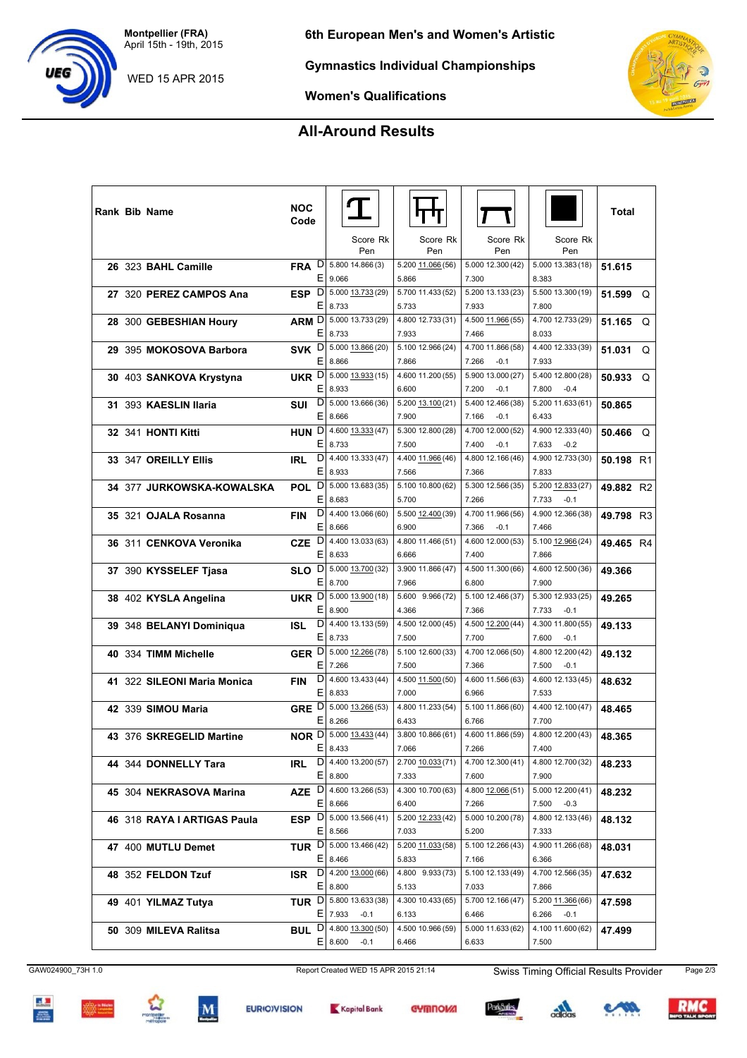Montpellier (FRA)
April 15th - 19th, 2015

WED 15 APR 2015

# 6th European Men's and Women's Artistic Gymnastics Individual Championships

## Women's Qualifications

## All-Around Results

| Rank | Bib | Name | NOC Code | | Vault Score (Rk) | Uneven Bars Score (Rk) | Balance Beam Score (Rk) | Floor Score (Rk) | Total | |
|---|---|---|---|---|---|---|---|---|---|---|
| 26 | 323 | BAHL Camille | FRA | D | 5.800 14.866 (3) | 5.200 11.066 (56) | 5.000 12.300 (42) | 5.000 13.383 (18) | 51.615 | |
| | | | | E | 9.066 | 5.866 | 7.300 | 8.383 | | |
| 27 | 320 | PEREZ CAMPOS Ana | ESP | D | 5.000 13.733 (29) | 5.700 11.433 (52) | 5.200 13.133 (23) | 5.500 13.300 (19) | 51.599 | Q |
| | | | | E | 8.733 | 5.733 | 7.933 | 7.800 | | |
| 28 | 300 | GEBESHIAN Houry | ARM | D | 5.000 13.733 (29) | 4.800 12.733 (31) | 4.500 11.966 (55) | 4.700 12.733 (29) | 51.165 | Q |
| | | | | E | 8.733 | 7.933 | 7.466 | 8.033 | | |
| 29 | 395 | MOKOSOVA Barbora | SVK | D | 5.000 13.866 (20) | 5.100 12.966 (24) | 4.700 11.866 (58) | 4.400 12.333 (39) | 51.031 | Q |
| | | | | E | 8.866 | 7.866 | 7.266 -0.1 | 7.933 | | |
| 30 | 403 | SANKOVA Krystyna | UKR | D | 5.000 13.933 (15) | 4.600 11.200 (55) | 5.900 13.000 (27) | 5.400 12.800 (28) | 50.933 | Q |
| | | | | E | 8.933 | 6.600 | 7.200 -0.1 | 7.800 -0.4 | | |
| 31 | 393 | KAESLIN Ilaria | SUI | D | 5.000 13.666 (36) | 5.200 13.100 (21) | 5.400 12.466 (38) | 5.200 11.633 (61) | 50.865 | |
| | | | | E | 8.666 | 7.900 | 7.166 -0.1 | 6.433 | | |
| 32 | 341 | HONTI Kitti | HUN | D | 4.600 13.333 (47) | 5.300 12.800 (28) | 4.700 12.000 (52) | 4.900 12.333 (40) | 50.466 | Q |
| | | | | E | 8.733 | 7.500 | 7.400 -0.1 | 7.633 -0.2 | | |
| 33 | 347 | OREILLY Ellis | IRL | D | 4.400 13.333 (47) | 4.400 11.966 (46) | 4.800 12.166 (46) | 4.900 12.733 (30) | 50.198 | R1 |
| | | | | E | 8.933 | 7.566 | 7.366 | 7.833 | | |
| 34 | 377 | JURKOWSKA-KOWALSKA | POL | D | 5.000 13.683 (35) | 5.100 10.800 (62) | 5.300 12.566 (35) | 5.200 12.833 (27) | 49.882 | R2 |
| | | | | E | 8.683 | 5.700 | 7.266 | 7.733 -0.1 | | |
| 35 | 321 | OJALA Rosanna | FIN | D | 4.400 13.066 (60) | 5.500 12.400 (39) | 4.700 11.966 (56) | 4.900 12.366 (38) | 49.798 | R3 |
| | | | | E | 8.666 | 6.900 | 7.366 -0.1 | 7.466 | | |
| 36 | 311 | CENKOVA Veronika | CZE | D | 4.400 13.033 (63) | 4.800 11.466 (51) | 4.600 12.000 (53) | 5.100 12.966 (24) | 49.465 | R4 |
| | | | | E | 8.633 | 6.666 | 7.400 | 7.866 | | |
| 37 | 390 | KYSSELEF Tjasa | SLO | D | 5.000 13.700 (32) | 3.900 11.866 (47) | 4.500 11.300 (66) | 4.600 12.500 (36) | 49.366 | |
| | | | | E | 8.700 | 7.966 | 6.800 | 7.900 | | |
| 38 | 402 | KYSLA Angelina | UKR | D | 5.000 13.900 (18) | 5.600 9.966 (72) | 5.100 12.466 (37) | 5.300 12.933 (25) | 49.265 | |
| | | | | E | 8.900 | 4.366 | 7.366 | 7.733 -0.1 | | |
| 39 | 348 | BELANYI Dominiqua | ISL | D | 4.400 13.133 (59) | 4.500 12.000 (45) | 4.500 12.200 (44) | 4.300 11.800 (55) | 49.133 | |
| | | | | E | 8.733 | 7.500 | 7.700 | 7.600 -0.1 | | |
| 40 | 334 | TIMM Michelle | GER | D | 5.000 12.266 (78) | 5.100 12.600 (33) | 4.700 12.066 (50) | 4.800 12.200 (42) | 49.132 | |
| | | | | E | 7.266 | 7.500 | 7.366 | 7.500 -0.1 | | |
| 41 | 322 | SILEONI Maria Monica | FIN | D | 4.600 13.433 (44) | 4.500 11.500 (50) | 4.600 11.566 (63) | 4.600 12.133 (45) | 48.632 | |
| | | | | E | 8.833 | 7.000 | 6.966 | 7.533 | | |
| 42 | 339 | SIMOU Maria | GRE | D | 5.000 13.266 (53) | 4.800 11.233 (54) | 5.100 11.866 (60) | 4.400 12.100 (47) | 48.465 | |
| | | | | E | 8.266 | 6.433 | 6.766 | 7.700 | | |
| 43 | 376 | SKREGELID Martine | NOR | D | 5.000 13.433 (44) | 3.800 10.866 (61) | 4.600 11.866 (59) | 4.800 12.200 (43) | 48.365 | |
| | | | | E | 8.433 | 7.066 | 7.266 | 7.400 | | |
| 44 | 344 | DONNELLY Tara | IRL | D | 4.400 13.200 (57) | 2.700 10.033 (71) | 4.700 12.300 (41) | 4.800 12.700 (32) | 48.233 | |
| | | | | E | 8.800 | 7.333 | 7.600 | 7.900 | | |
| 45 | 304 | NEKRASOVA Marina | AZE | D | 4.600 13.266 (53) | 4.300 10.700 (63) | 4.800 12.066 (51) | 5.000 12.200 (41) | 48.232 | |
| | | | | E | 8.666 | 6.400 | 7.266 | 7.500 -0.3 | | |
| 46 | 318 | RAYA I ARTIGAS Paula | ESP | D | 5.000 13.566 (41) | 5.200 12.233 (42) | 5.000 10.200 (78) | 4.800 12.133 (46) | 48.132 | |
| | | | | E | 8.566 | 7.033 | 5.200 | 7.333 | | |
| 47 | 400 | MUTLU Demet | TUR | D | 5.000 13.466 (42) | 5.200 11.033 (58) | 5.100 12.266 (43) | 4.900 11.266 (68) | 48.031 | |
| | | | | E | 8.466 | 5.833 | 7.166 | 6.366 | | |
| 48 | 352 | FELDON Tzuf | ISR | D | 4.200 13.000 (66) | 4.800 9.933 (73) | 5.100 12.133 (49) | 4.700 12.566 (35) | 47.632 | |
| | | | | E | 8.800 | 5.133 | 7.033 | 7.866 | | |
| 49 | 401 | YILMAZ Tutya | TUR | D | 5.800 13.633 (38) | 4.300 10.433 (65) | 5.700 12.166 (47) | 5.200 11.366 (66) | 47.598 | |
| | | | | E | 7.933 -0.1 | 6.133 | 6.466 | 6.266 -0.1 | | |
| 50 | 309 | MILEVA Ralitsa | BUL | D | 4.800 13.300 (50) | 4.500 10.966 (59) | 5.000 11.633 (62) | 4.100 11.600 (62) | 47.499 | |
| | | | | E | 8.600 -0.1 | 6.466 | 6.633 | 7.500 | | |

GAW024900_73H 1.0 — Report Created WED 15 APR 2015 21:14 — Swiss Timing Official Results Provider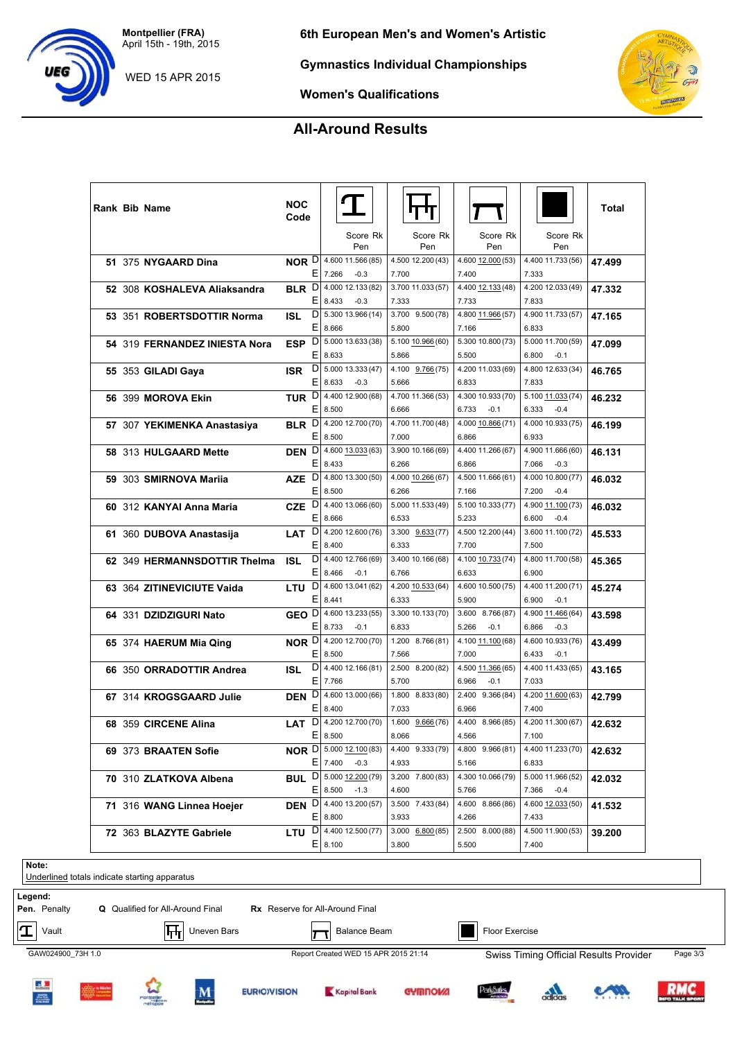Montpellier (FRA)
April 15th - 19th, 2015

WED 15 APR 2015

**6th European Men's and Women's Artistic**

**Gymnastics Individual Championships**

**Women's Qualifications**

## All-Around Results

| Rank | Bib | Name | NOC Code | | Vault Score Rk / Pen | Uneven Bars Score Rk / Pen | Balance Beam Score Rk / Pen | Floor Exercise Score Rk / Pen | Total |
|---|---|---|---|---|---|---|---|---|---|
| 51 | 375 | NYGAARD Dina | NOR | D | 4.600 11.566 (85) | 4.500 12.200 (43) | 4.600 12.000 (53) | 4.400 11.733 (56) | 47.499 |
| | | | | E | 7.266 -0.3 | 7.700 | 7.400 | 7.333 | |
| 52 | 308 | KOSHALEVA Aliaksandra | BLR | D | 4.000 12.133 (82) | 3.700 11.033 (57) | 4.400 12.133 (48) | 4.200 12.033 (49) | 47.332 |
| | | | | E | 8.433 -0.3 | 7.333 | 7.733 | 7.833 | |
| 53 | 351 | ROBERTSDOTTIR Norma | ISL | D | 5.300 13.966 (14) | 3.700 9.500 (78) | 4.800 11.966 (57) | 4.900 11.733 (57) | 47.165 |
| | | | | E | 8.666 | 5.800 | 7.166 | 6.833 | |
| 54 | 319 | FERNANDEZ INIESTA Nora | ESP | D | 5.000 13.633 (38) | 5.100 10.966 (60) | 5.300 10.800 (73) | 5.000 11.700 (59) | 47.099 |
| | | | | E | 8.633 | 5.866 | 5.500 | 6.800 -0.1 | |
| 55 | 353 | GILADI Gaya | ISR | D | 5.000 13.333 (47) | 4.100 9.766 (75) | 4.200 11.033 (69) | 4.800 12.633 (34) | 46.765 |
| | | | | E | 8.633 -0.3 | 5.666 | 6.833 | 7.833 | |
| 56 | 399 | MOROVA Ekin | TUR | D | 4.400 12.900 (68) | 4.700 11.366 (53) | 4.300 10.933 (70) | 5.100 11.033 (74) | 46.232 |
| | | | | E | 8.500 | 6.666 | 6.733 -0.1 | 6.333 -0.4 | |
| 57 | 307 | YEKIMENKA Anastasiya | BLR | D | 4.200 12.700 (70) | 4.700 11.700 (48) | 4.000 10.866 (71) | 4.000 10.933 (75) | 46.199 |
| | | | | E | 8.500 | 7.000 | 6.866 | 6.933 | |
| 58 | 313 | HULGAARD Mette | DEN | D | 4.600 13.033 (63) | 3.900 10.166 (69) | 4.400 11.266 (67) | 4.900 11.666 (60) | 46.131 |
| | | | | E | 8.433 | 6.266 | 6.866 | 7.066 -0.3 | |
| 59 | 303 | SMIRNOVA Mariia | AZE | D | 4.800 13.300 (50) | 4.000 10.266 (67) | 4.500 11.666 (61) | 4.000 10.800 (77) | 46.032 |
| | | | | E | 8.500 | 6.266 | 7.166 | 7.200 -0.4 | |
| 60 | 312 | KANYAI Anna Maria | CZE | D | 4.400 13.066 (60) | 5.000 11.533 (49) | 5.100 10.333 (77) | 4.900 11.100 (73) | 46.032 |
| | | | | E | 8.666 | 6.533 | 5.233 | 6.600 -0.4 | |
| 61 | 360 | DUBOVA Anastasija | LAT | D | 4.200 12.600 (76) | 3.300 9.633 (77) | 4.500 12.200 (44) | 3.600 11.100 (72) | 45.533 |
| | | | | E | 8.400 | 6.333 | 7.700 | 7.500 | |
| 62 | 349 | HERMANNSDOTTIR Thelma | ISL | D | 4.400 12.766 (69) | 3.400 10.166 (68) | 4.100 10.733 (74) | 4.800 11.700 (58) | 45.365 |
| | | | | E | 8.466 -0.1 | 6.766 | 6.633 | 6.900 | |
| 63 | 364 | ZITINEVICIUTE Vaida | LTU | D | 4.600 13.041 (62) | 4.200 10.533 (64) | 4.600 10.500 (75) | 4.400 11.200 (71) | 45.274 |
| | | | | E | 8.441 | 6.333 | 5.900 | 6.900 -0.1 | |
| 64 | 331 | DZIDZIGURI Nato | GEO | D | 4.600 13.233 (55) | 3.300 10.133 (70) | 3.600 8.766 (87) | 4.900 11.466 (64) | 43.598 |
| | | | | E | 8.733 -0.1 | 6.833 | 5.266 -0.1 | 6.866 -0.3 | |
| 65 | 374 | HAERUM Mia Qing | NOR | D | 4.200 12.700 (70) | 1.200 8.766 (81) | 4.100 11.100 (68) | 4.600 10.933 (76) | 43.499 |
| | | | | E | 8.500 | 7.566 | 7.000 | 6.433 -0.1 | |
| 66 | 350 | ORRADOTTIR Andrea | ISL | D | 4.400 12.166 (81) | 2.500 8.200 (82) | 4.500 11.366 (65) | 4.400 11.433 (65) | 43.165 |
| | | | | E | 7.766 | 5.700 | 6.966 -0.1 | 7.033 | |
| 67 | 314 | KROGSGAARD Julie | DEN | D | 4.600 13.000 (66) | 1.800 8.833 (80) | 2.400 9.366 (84) | 4.200 11.600 (63) | 42.799 |
| | | | | E | 8.400 | 7.033 | 6.966 | 7.400 | |
| 68 | 359 | CIRCENE Alina | LAT | D | 4.200 12.700 (70) | 1.600 9.666 (76) | 4.400 8.966 (85) | 4.200 11.300 (67) | 42.632 |
| | | | | E | 8.500 | 8.066 | 4.566 | 7.100 | |
| 69 | 373 | BRAATEN Sofie | NOR | D | 5.000 12.100 (83) | 4.400 9.333 (79) | 4.800 9.966 (81) | 4.400 11.233 (70) | 42.632 |
| | | | | E | 7.400 -0.3 | 4.933 | 5.166 | 6.833 | |
| 70 | 310 | ZLATKOVA Albena | BUL | D | 5.000 12.200 (79) | 3.200 7.800 (83) | 4.300 10.066 (79) | 5.000 11.966 (52) | 42.032 |
| | | | | E | 8.500 -1.3 | 4.600 | 5.766 | 7.366 -0.4 | |
| 71 | 316 | WANG Linnea Hoejer | DEN | D | 4.400 13.200 (57) | 3.500 7.433 (84) | 4.600 8.866 (86) | 4.600 12.033 (50) | 41.532 |
| | | | | E | 8.800 | 3.933 | 4.266 | 7.433 | |
| 72 | 363 | BLAZYTE Gabriele | LTU | D | 4.400 12.500 (77) | 3.000 6.800 (85) | 2.500 8.000 (88) | 4.500 11.900 (53) | 39.200 |
| | | | | E | 8.100 | 3.800 | 5.500 | 7.400 | |

**Note:**
Underlined totals indicate starting apparatus

**Legend:**
**Pen.** Penalty **Q** Qualified for All-Around Final **Rx** Reserve for All-Around Final

Vault Uneven Bars Balance Beam Floor Exercise

GAW024900_73H 1.0 Report Created WED 15 APR 2015 21:14 Swiss Timing Official Results Provider